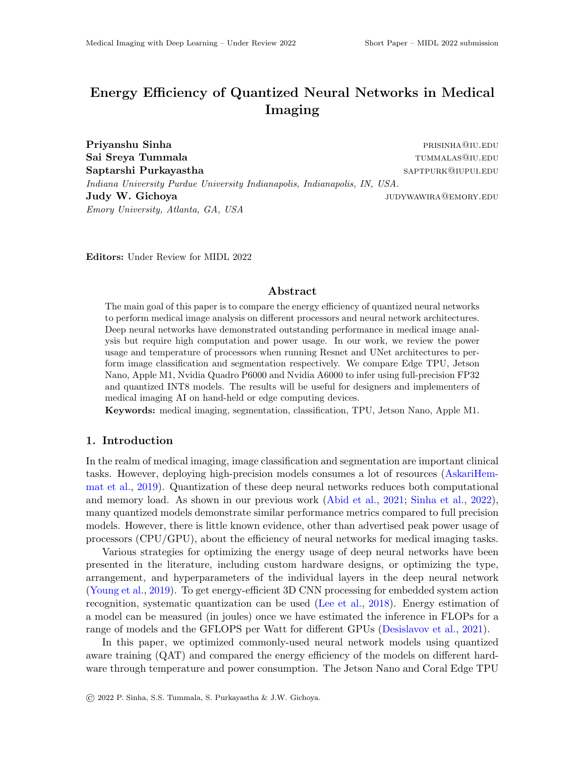# Energy Efficiency of Quantized Neural Networks in Medical Imaging

**Priyanshu Sinha** PRISINHA@IU.EDU
**Sai Sreya Tummala** TUMMALAS@IU.EDU
**Saptarshi Purkayastha** SAPTPURK@IUPUI.EDU
*Indiana University Purdue University Indianapolis, Indianapolis, IN, USA.*
**Judy W. Gichoya** JUDYWAWIRA@EMORY.EDU
*Emory University, Atlanta, GA, USA*

**Editors:** Under Review for MIDL 2022

## Abstract

The main goal of this paper is to compare the energy efficiency of quantized neural networks to perform medical image analysis on different processors and neural network architectures. Deep neural networks have demonstrated outstanding performance in medical image analysis but require high computation and power usage. In our work, we review the power usage and temperature of processors when running Resnet and UNet architectures to perform image classification and segmentation respectively. We compare Edge TPU, Jetson Nano, Apple M1, Nvidia Quadro P6000 and Nvidia A6000 to infer using full-precision FP32 and quantized INT8 models. The results will be useful for designers and implementers of medical imaging AI on hand-held or edge computing devices.

**Keywords:** medical imaging, segmentation, classification, TPU, Jetson Nano, Apple M1.

## 1. Introduction

In the realm of medical imaging, image classification and segmentation are important clinical tasks. However, deploying high-precision models consumes a lot of resources (AskariHemmat et al., 2019). Quantization of these deep neural networks reduces both computational and memory load. As shown in our previous work (Abid et al., 2021; Sinha et al., 2022), many quantized models demonstrate similar performance metrics compared to full precision models. However, there is little known evidence, other than advertised peak power usage of processors (CPU/GPU), about the efficiency of neural networks for medical imaging tasks.

Various strategies for optimizing the energy usage of deep neural networks have been presented in the literature, including custom hardware designs, or optimizing the type, arrangement, and hyperparameters of the individual layers in the deep neural network (Young et al., 2019). To get energy-efficient 3D CNN processing for embedded system action recognition, systematic quantization can be used (Lee et al., 2018). Energy estimation of a model can be measured (in joules) once we have estimated the inference in FLOPs for a range of models and the GFLOPS per Watt for different GPUs (Desislavov et al., 2021).

In this paper, we optimized commonly-used neural network models using quantized aware training (QAT) and compared the energy efficiency of the models on different hardware through temperature and power consumption. The Jetson Nano and Coral Edge TPU

© 2022 P. Sinha, S.S. Tummala, S. Purkayastha & J.W. Gichoya.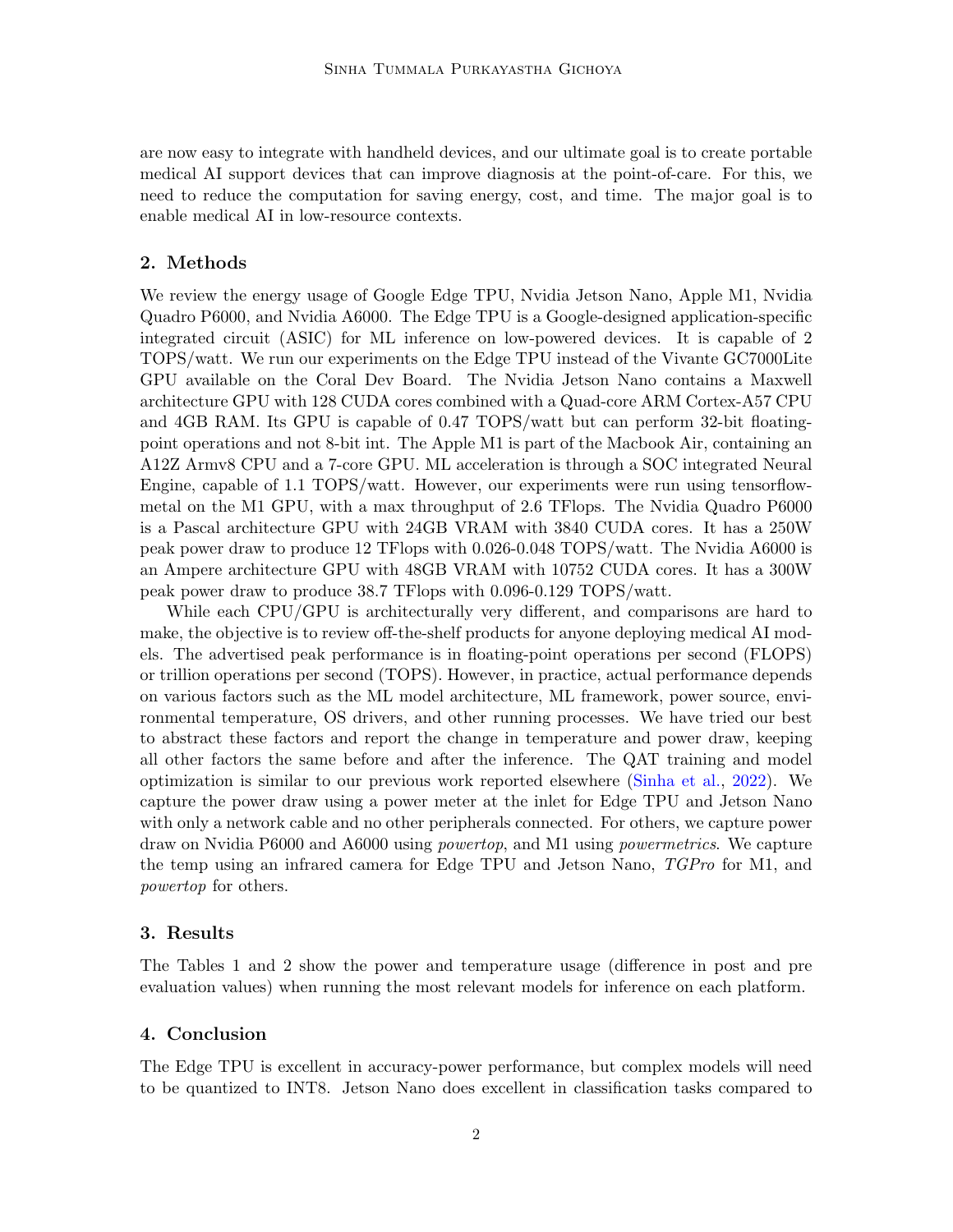are now easy to integrate with handheld devices, and our ultimate goal is to create portable medical AI support devices that can improve diagnosis at the point-of-care. For this, we need to reduce the computation for saving energy, cost, and time. The major goal is to enable medical AI in low-resource contexts.

## 2. Methods

We review the energy usage of Google Edge TPU, Nvidia Jetson Nano, Apple M1, Nvidia Quadro P6000, and Nvidia A6000. The Edge TPU is a Google-designed application-specific integrated circuit (ASIC) for ML inference on low-powered devices. It is capable of 2 TOPS/watt. We run our experiments on the Edge TPU instead of the Vivante GC7000Lite GPU available on the Coral Dev Board. The Nvidia Jetson Nano contains a Maxwell architecture GPU with 128 CUDA cores combined with a Quad-core ARM Cortex-A57 CPU and 4GB RAM. Its GPU is capable of 0.47 TOPS/watt but can perform 32-bit floating-point operations and not 8-bit int. The Apple M1 is part of the Macbook Air, containing an A12Z Armv8 CPU and a 7-core GPU. ML acceleration is through a SOC integrated Neural Engine, capable of 1.1 TOPS/watt. However, our experiments were run using tensorflow-metal on the M1 GPU, with a max throughput of 2.6 TFlops. The Nvidia Quadro P6000 is a Pascal architecture GPU with 24GB VRAM with 3840 CUDA cores. It has a 250W peak power draw to produce 12 TFlops with 0.026-0.048 TOPS/watt. The Nvidia A6000 is an Ampere architecture GPU with 48GB VRAM with 10752 CUDA cores. It has a 300W peak power draw to produce 38.7 TFlops with 0.096-0.129 TOPS/watt.

While each CPU/GPU is architecturally very different, and comparisons are hard to make, the objective is to review off-the-shelf products for anyone deploying medical AI models. The advertised peak performance is in floating-point operations per second (FLOPS) or trillion operations per second (TOPS). However, in practice, actual performance depends on various factors such as the ML model architecture, ML framework, power source, environmental temperature, OS drivers, and other running processes. We have tried our best to abstract these factors and report the change in temperature and power draw, keeping all other factors the same before and after the inference. The QAT training and model optimization is similar to our previous work reported elsewhere (Sinha et al., 2022). We capture the power draw using a power meter at the inlet for Edge TPU and Jetson Nano with only a network cable and no other peripherals connected. For others, we capture power draw on Nvidia P6000 and A6000 using *powertop*, and M1 using *powermetrics*. We capture the temp using an infrared camera for Edge TPU and Jetson Nano, *TGPro* for M1, and *powertop* for others.

## 3. Results

The Tables 1 and 2 show the power and temperature usage (difference in post and pre evaluation values) when running the most relevant models for inference on each platform.

## 4. Conclusion

The Edge TPU is excellent in accuracy-power performance, but complex models will need to be quantized to INT8. Jetson Nano does excellent in classification tasks compared to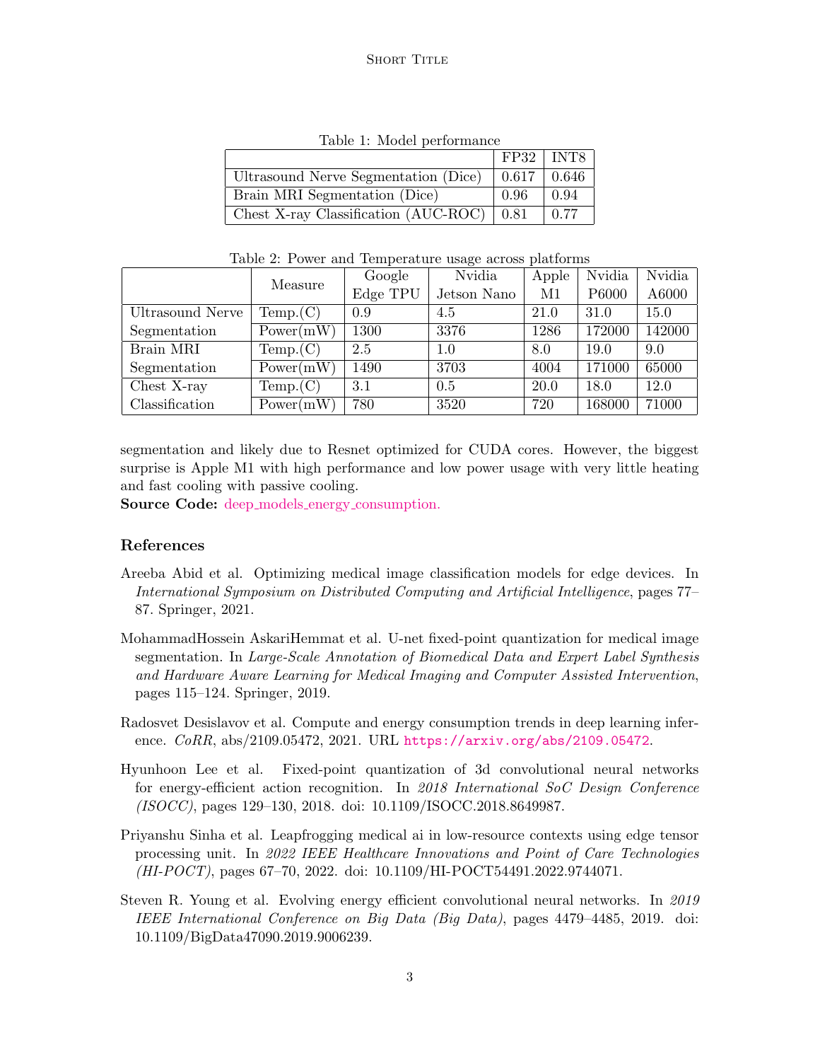Table 1: Model performance

| | FP32 | INT8 |
|---|---|---|
| Ultrasound Nerve Segmentation (Dice) | 0.617 | 0.646 |
| Brain MRI Segmentation (Dice) | 0.96 | 0.94 |
| Chest X-ray Classification (AUC-ROC) | 0.81 | 0.77 |

Table 2: Power and Temperature usage across platforms

| | Measure | Google Edge TPU | Nvidia Jetson Nano | Apple M1 | Nvidia P6000 | Nvidia A6000 |
|---|---|---|---|---|---|---|
| Ultrasound Nerve Segmentation | Temp.(C) | 0.9 | 4.5 | 21.0 | 31.0 | 15.0 |
| | Power(mW) | 1300 | 3376 | 1286 | 172000 | 142000 |
| Brain MRI Segmentation | Temp.(C) | 2.5 | 1.0 | 8.0 | 19.0 | 9.0 |
| | Power(mW) | 1490 | 3703 | 4004 | 171000 | 65000 |
| Chest X-ray Classification | Temp.(C) | 3.1 | 0.5 | 20.0 | 18.0 | 12.0 |
| | Power(mW) | 780 | 3520 | 720 | 168000 | 71000 |

segmentation and likely due to Resnet optimized for CUDA cores. However, the biggest surprise is Apple M1 with high performance and low power usage with very little heating and fast cooling with passive cooling.

**Source Code:** deep_models_energy_consumption.

## References

Areeba Abid et al. Optimizing medical image classification models for edge devices. In *International Symposium on Distributed Computing and Artificial Intelligence*, pages 77–87. Springer, 2021.

MohammadHossein AskariHemmat et al. U-net fixed-point quantization for medical image segmentation. In *Large-Scale Annotation of Biomedical Data and Expert Label Synthesis and Hardware Aware Learning for Medical Imaging and Computer Assisted Intervention*, pages 115–124. Springer, 2019.

Radosvet Desislavov et al. Compute and energy consumption trends in deep learning inference. *CoRR*, abs/2109.05472, 2021. URL https://arxiv.org/abs/2109.05472.

Hyunhoon Lee et al. Fixed-point quantization of 3d convolutional neural networks for energy-efficient action recognition. In *2018 International SoC Design Conference (ISOCC)*, pages 129–130, 2018. doi: 10.1109/ISOCC.2018.8649987.

Priyanshu Sinha et al. Leapfrogging medical ai in low-resource contexts using edge tensor processing unit. In *2022 IEEE Healthcare Innovations and Point of Care Technologies (HI-POCT)*, pages 67–70, 2022. doi: 10.1109/HI-POCT54491.2022.9744071.

Steven R. Young et al. Evolving energy efficient convolutional neural networks. In *2019 IEEE International Conference on Big Data (Big Data)*, pages 4479–4485, 2019. doi: 10.1109/BigData47090.2019.9006239.